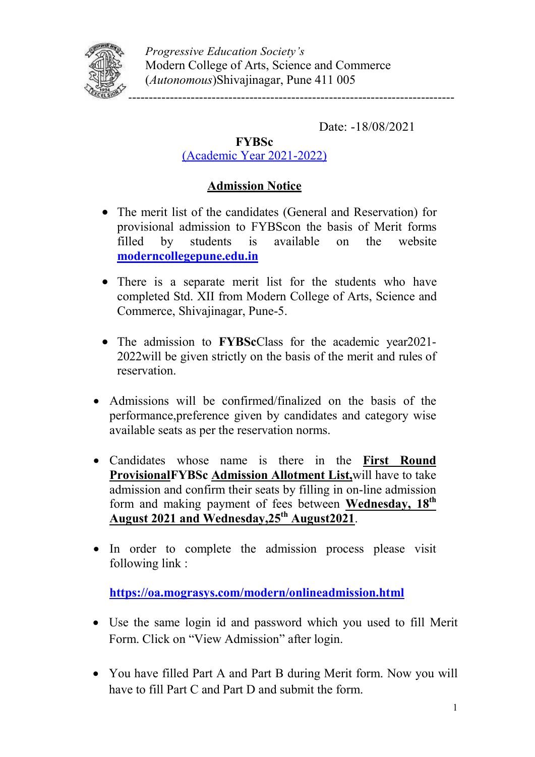*Progressive Education Society's*
Modern College of Arts, Science and Commerce
(*Autonomous*)Shivajinagar, Pune 411 005

---

Date: -18/08/2021

**FYBSc**
(Academic Year 2021-2022)

## Admission Notice

- The merit list of the candidates (General and Reservation) for provisional admission to FYBScon the basis of Merit forms filled by students is available on the website **moderncollegepune.edu.in**

- There is a separate merit list for the students who have completed Std. XII from Modern College of Arts, Science and Commerce, Shivajinagar, Pune-5.

- The admission to **FYBSc**Class for the academic year2021-2022will be given strictly on the basis of the merit and rules of reservation.

- Admissions will be confirmed/finalized on the basis of the performance,preference given by candidates and category wise available seats as per the reservation norms.

- Candidates whose name is there in the **First Round Provisional****FYBSc** **Admission Allotment List,**will have to take admission and confirm their seats by filling in on-line admission form and making payment of fees between **Wednesday, 18th August 2021 and Wednesday,25th August2021**.

- In order to complete the admission process please visit following link :

  **https://oa.mograsys.com/modern/onlineadmission.html**

- Use the same login id and password which you used to fill Merit Form. Click on "View Admission" after login.

- You have filled Part A and Part B during Merit form. Now you will have to fill Part C and Part D and submit the form.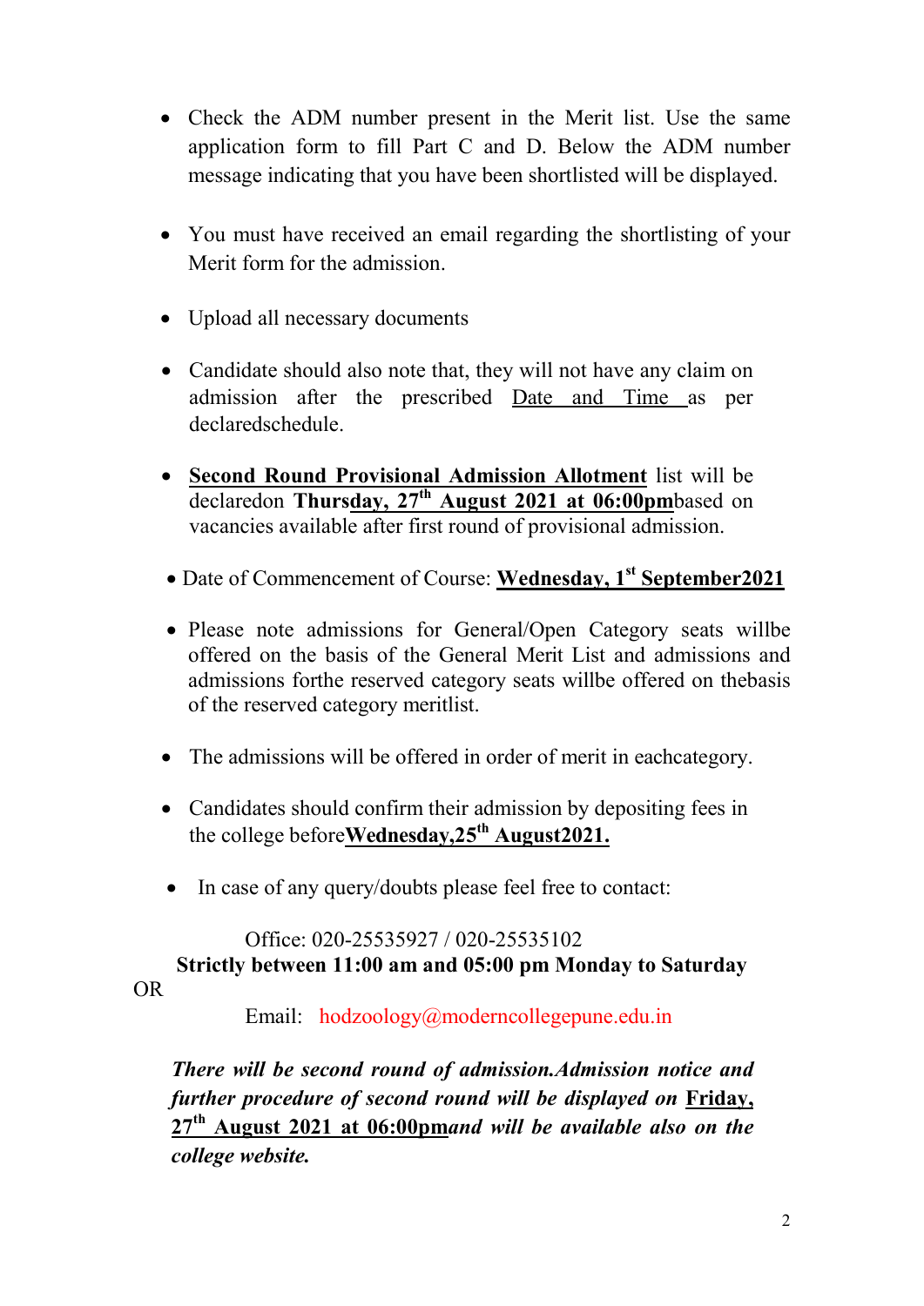- Check the ADM number present in the Merit list. Use the same application form to fill Part C and D. Below the ADM number message indicating that you have been shortlisted will be displayed.

- You must have received an email regarding the shortlisting of your Merit form for the admission.

- Upload all necessary documents

- Candidate should also note that, they will not have any claim on admission after the prescribed Date and Time as per declaredschedule.

- **Second Round Provisional Admission Allotment** list will be declaredon **Thursday, 27th August 2021 at 06:00pm**based on vacancies available after first round of provisional admission.

- Date of Commencement of Course: **Wednesday, 1st September2021**

- Please note admissions for General/Open Category seats willbe offered on the basis of the General Merit List and admissions and admissions forthe reserved category seats willbe offered on thebasis of the reserved category meritlist.

- The admissions will be offered in order of merit in eachcategory.

- Candidates should confirm their admission by depositing fees in the college before**Wednesday,25th August2021.**

- In case of any query/doubts please feel free to contact:

Office: 020-25535927 / 020-25535102

**Strictly between 11:00 am and 05:00 pm Monday to Saturday**

OR

Email: hodzoology@moderncollegepune.edu.in

***There will be second round of admission.Admission notice and further procedure of second round will be displayed on Friday, 27th August 2021 at 06:00pmand will be available also on the college website.***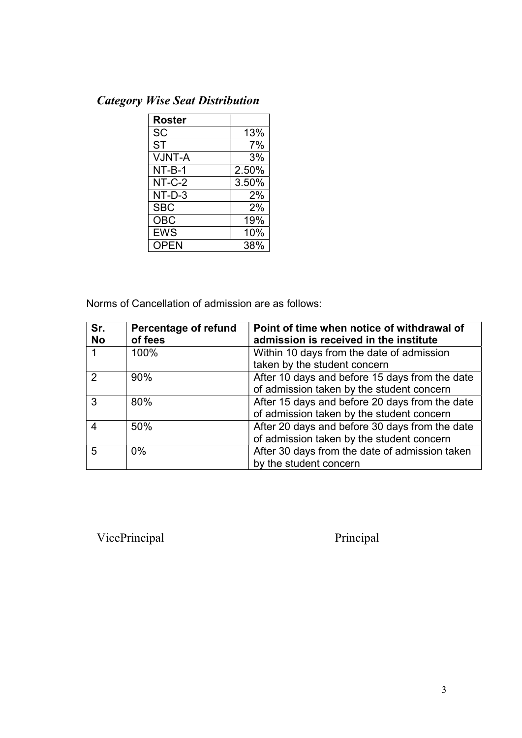***Category Wise Seat Distribution***

| Roster | |
|---|---|
| SC | 13% |
| ST | 7% |
| VJNT-A | 3% |
| NT-B-1 | 2.50% |
| NT-C-2 | 3.50% |
| NT-D-3 | 2% |
| SBC | 2% |
| OBC | 19% |
| EWS | 10% |
| OPEN | 38% |

Norms of Cancellation of admission are as follows:

| Sr. No | Percentage of refund of fees | Point of time when notice of withdrawal of admission is received in the institute |
|---|---|---|
| 1 | 100% | Within 10 days from the date of admission taken by the student concern |
| 2 | 90% | After 10 days and before 15 days from the date of admission taken by the student concern |
| 3 | 80% | After 15 days and before 20 days from the date of admission taken by the student concern |
| 4 | 50% | After 20 days and before 30 days from the date of admission taken by the student concern |
| 5 | 0% | After 30 days from the date of admission taken by the student concern |

VicePrincipal                                   Principal